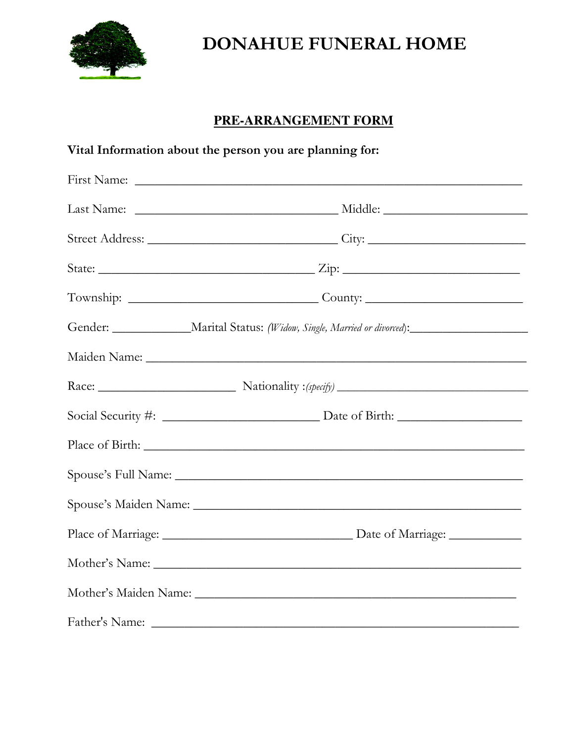# DONAHUE FUNERAL HOME

## PRE-ARRANGEMENT FORM

**Vital Information about the person you are planning for:**

First Name: ____________________________________________________________

Last Name: ________________________________ Middle: ______________________

Street Address: ______________________________ City: ________________________

State: __________________________________ Zip: ___________________________

Township: ______________________________ County: ________________________

Gender: ____________Marital Status: *(Widow, Single, Married or divorced)*:__________________

Maiden Name: ___________________________________________________________

Race: ______________________ Nationality :*(specify)* ______________________________

Social Security #: _________________________ Date of Birth: ____________________

Place of Birth: ___________________________________________________________

Spouse's Full Name: ______________________________________________________

Spouse's Maiden Name: ___________________________________________________

Place of Marriage: ______________________________ Date of Marriage: ___________

Mother's Name: _________________________________________________________

Mother's Maiden Name: __________________________________________________

Father's Name: __________________________________________________________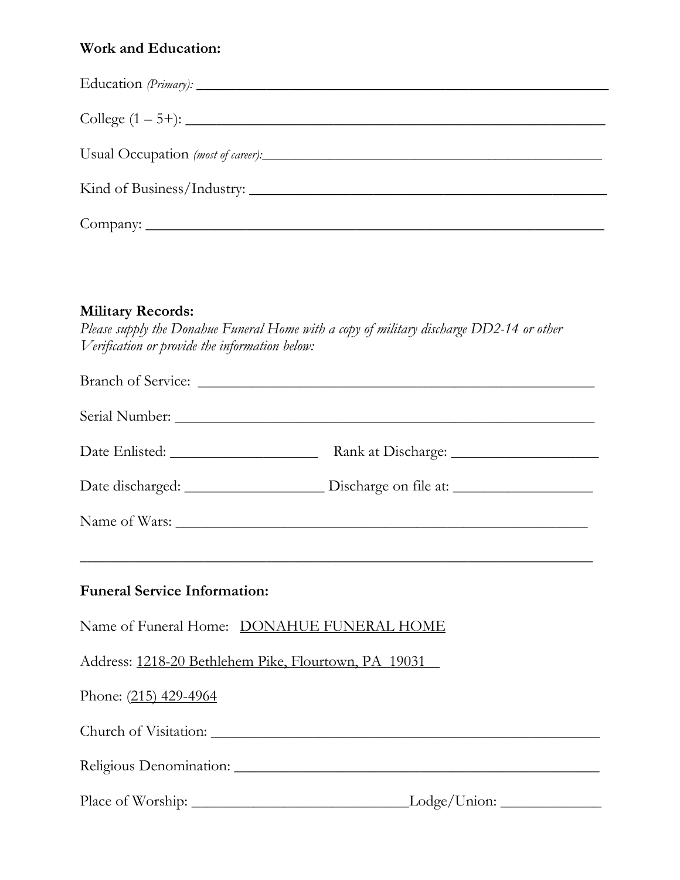**Work and Education:**

Education *(Primary):* _______________________________________________

College (1 – 5+): _______________________________________________

Usual Occupation *(most of career):*_______________________________________________

Kind of Business/Industry: _______________________________________________

Company: _______________________________________________

**Military Records:**

*Please supply the Donahue Funeral Home with a copy of military discharge DD2-14 or other Verification or provide the information below:*

Branch of Service: _______________________________________________

Serial Number: _______________________________________________

Date Enlisted: ____________________ Rank at Discharge: ____________________

Date discharged: ___________________ Discharge on file at: ___________________

Name of Wars: _______________________________________________

_______________________________________________________________

**Funeral Service Information:**

Name of Funeral Home: DONAHUE FUNERAL HOME

Address: 1218-20 Bethlehem Pike, Flourtown, PA 19031

Phone: (215) 429-4964

Church of Visitation: _______________________________________________

Religious Denomination: _______________________________________________

Place of Worship: ______________________________Lodge/Union: ______________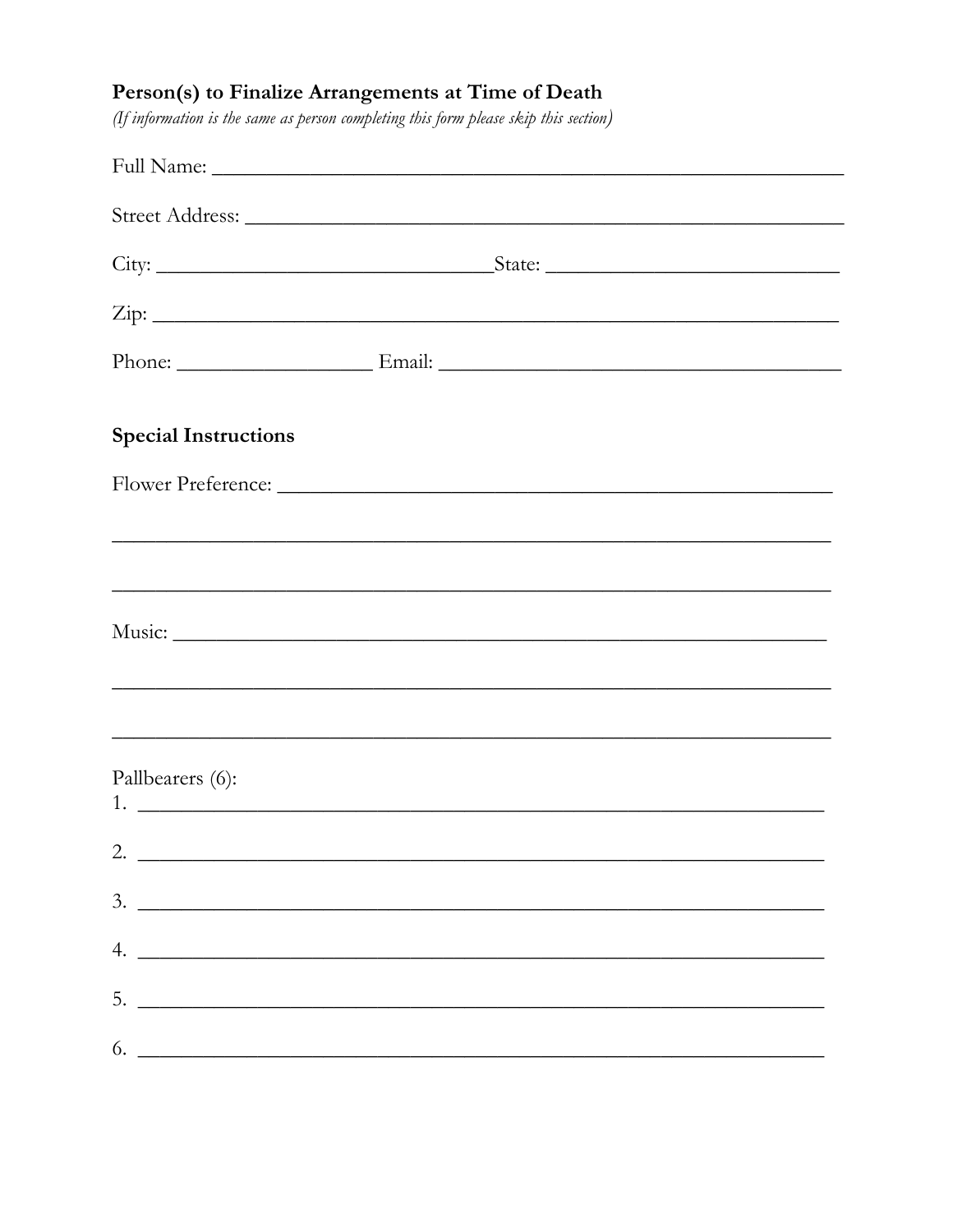## Person(s) to Finalize Arrangements at Time of Death

*(If information is the same as person completing this form please skip this section)*

Full Name: ___________________________________________________________

Street Address: ________________________________________________________

City: _______________________________State: ___________________________

Zip: _________________________________________________________________

Phone: __________________ Email: _____________________________________

## Special Instructions

Flower Preference: ____________________________________________________

______________________________________________________________________

______________________________________________________________________

Music: _______________________________________________________________

______________________________________________________________________

______________________________________________________________________

Pallbearers (6):

1. ____________________________________________________________________

2. ____________________________________________________________________

3. ____________________________________________________________________

4. ____________________________________________________________________

5. ____________________________________________________________________

6. ____________________________________________________________________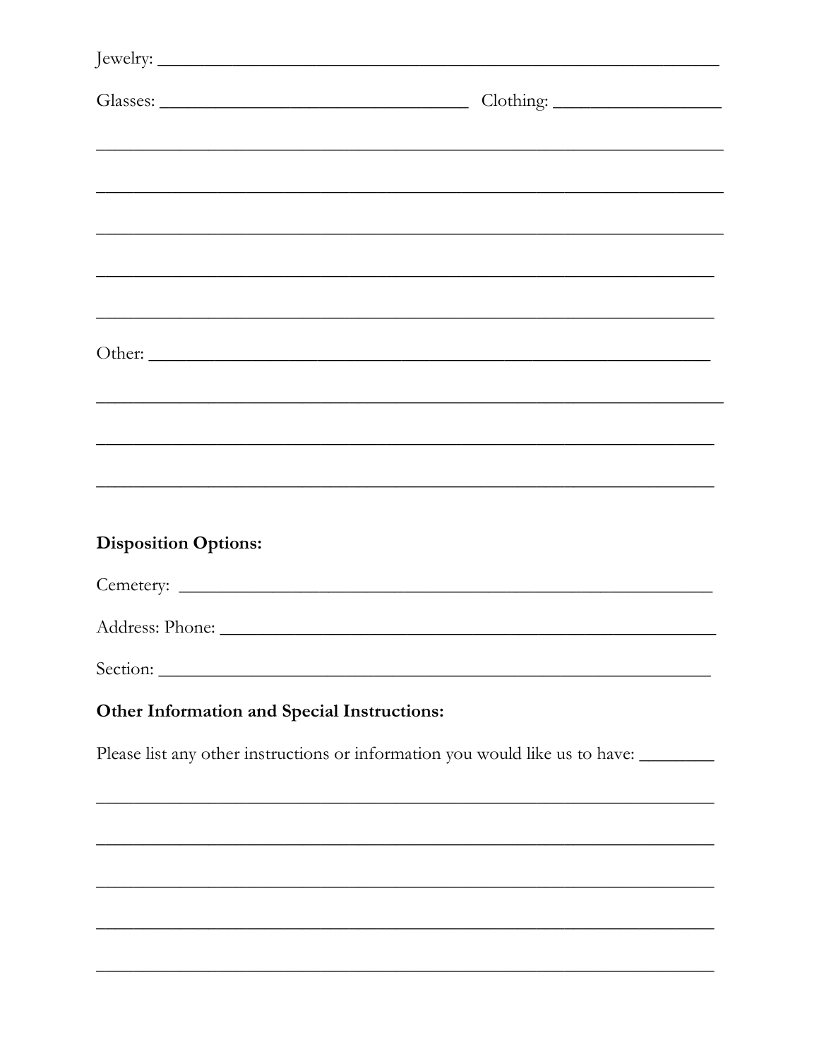Jewelry: ____________________________________________________________

Glasses: ________________________________ Clothing: __________________

______________________________________________________________________

______________________________________________________________________

______________________________________________________________________

______________________________________________________________________

______________________________________________________________________

Other: _______________________________________________________________

______________________________________________________________________

______________________________________________________________________

______________________________________________________________________

**Disposition Options:**

Cemetery: ____________________________________________________________

Address: Phone: _______________________________________________________

Section: ______________________________________________________________

**Other Information and Special Instructions:**

Please list any other instructions or information you would like us to have: ________

______________________________________________________________________

______________________________________________________________________

______________________________________________________________________

______________________________________________________________________

______________________________________________________________________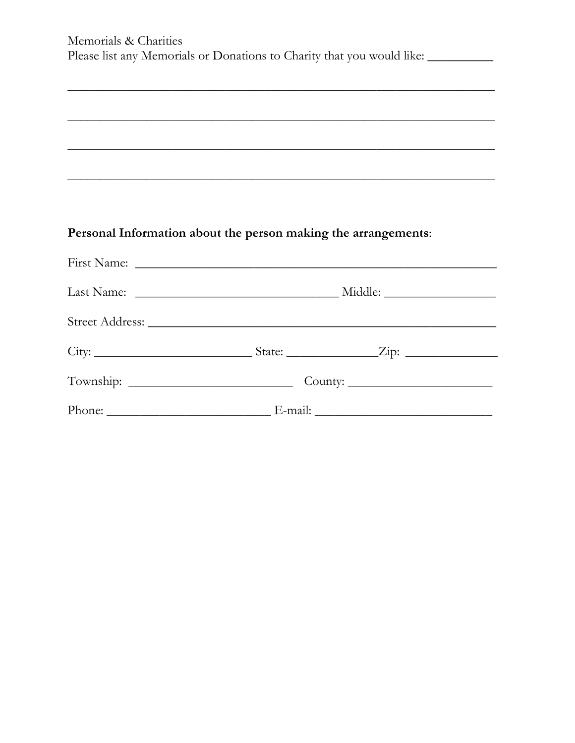Memorials & Charities

Please list any Memorials or Donations to Charity that you would like: __________

_____________________________________________________________________

_____________________________________________________________________

_____________________________________________________________________

_____________________________________________________________________

**Personal Information about the person making the arrangements**:

First Name: _______________________________________________

Last Name: ____________________________ Middle: ______________

Street Address: _____________________________________________

City: ______________________ State: _____________Zip: _____________

Township: ______________________ County: ____________________

Phone: _______________________ E-mail: ________________________